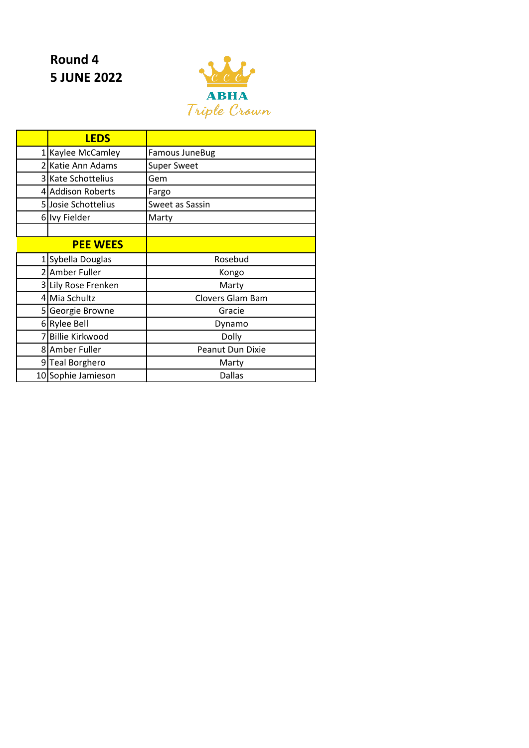**Round 4**
**5 JUNE 2022**

ABHA Triple Crown

| | LEDS | |
|---|---|---|
| 1 | Kaylee McCamley | Famous JuneBug |
| 2 | Katie Ann Adams | Super Sweet |
| 3 | Kate Schottelius | Gem |
| 4 | Addison Roberts | Fargo |
| 5 | Josie Schottelius | Sweet as Sassin |
| 6 | Ivy Fielder | Marty |
| | | |
| | **PEE WEES** | |
| 1 | Sybella Douglas | Rosebud |
| 2 | Amber Fuller | Kongo |
| 3 | Lily Rose Frenken | Marty |
| 4 | Mia Schultz | Clovers Glam Bam |
| 5 | Georgie Browne | Gracie |
| 6 | Rylee Bell | Dynamo |
| 7 | Billie Kirkwood | Dolly |
| 8 | Amber Fuller | Peanut Dun Dixie |
| 9 | Teal Borghero | Marty |
| 10 | Sophie Jamieson | Dallas |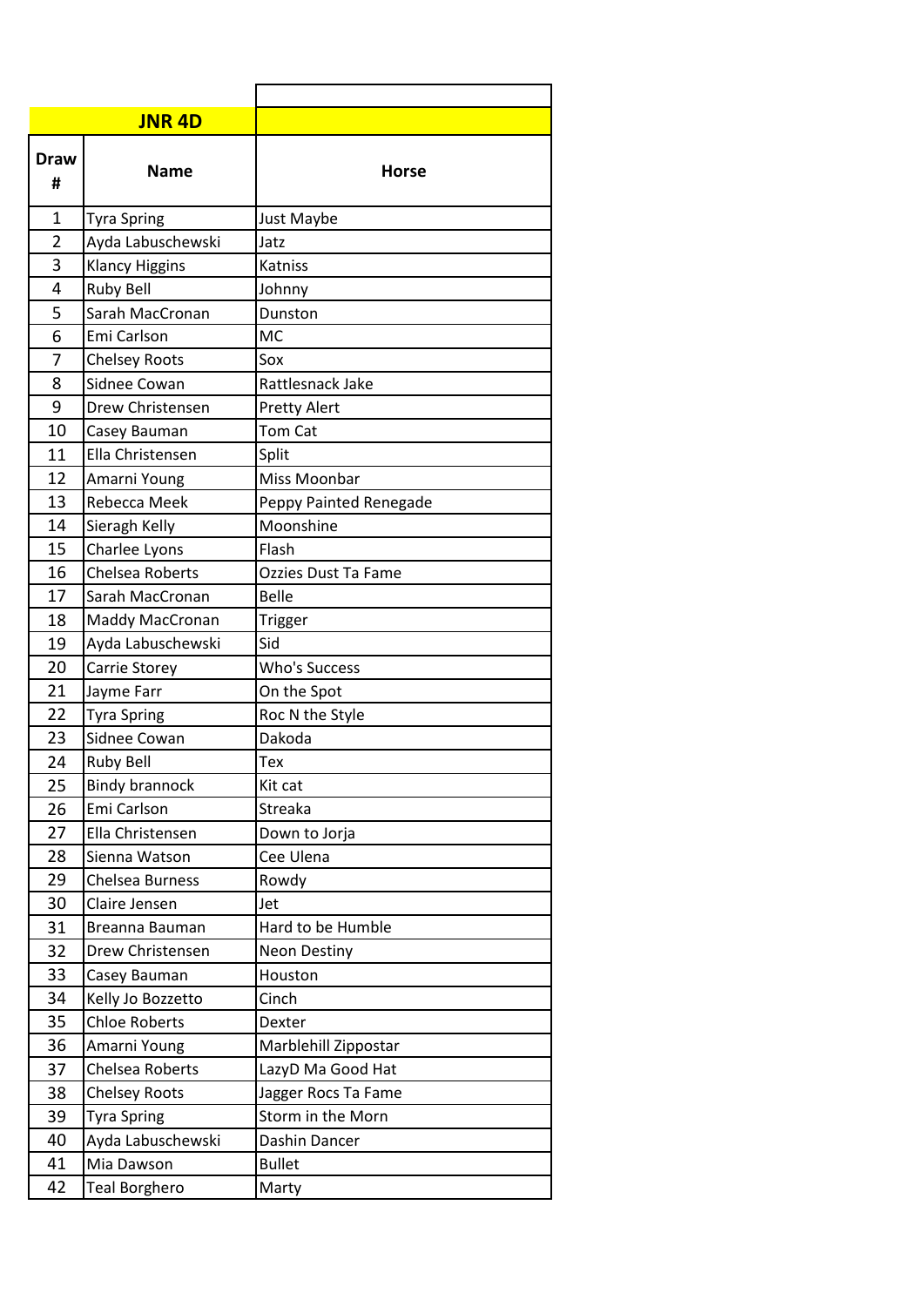| JNR 4D | | |
|---|---|---|
| **Draw #** | **Name** | **Horse** |
| 1 | Tyra Spring | Just Maybe |
| 2 | Ayda Labuschewski | Jatz |
| 3 | Klancy Higgins | Katniss |
| 4 | Ruby Bell | Johnny |
| 5 | Sarah MacCronan | Dunston |
| 6 | Emi Carlson | MC |
| 7 | Chelsey Roots | Sox |
| 8 | Sidnee Cowan | Rattlesnack Jake |
| 9 | Drew Christensen | Pretty Alert |
| 10 | Casey Bauman | Tom Cat |
| 11 | Ella Christensen | Split |
| 12 | Amarni Young | Miss Moonbar |
| 13 | Rebecca Meek | Peppy Painted Renegade |
| 14 | Sieragh Kelly | Moonshine |
| 15 | Charlee Lyons | Flash |
| 16 | Chelsea Roberts | Ozzies Dust Ta Fame |
| 17 | Sarah MacCronan | Belle |
| 18 | Maddy MacCronan | Trigger |
| 19 | Ayda Labuschewski | Sid |
| 20 | Carrie Storey | Who's Success |
| 21 | Jayme Farr | On the Spot |
| 22 | Tyra Spring | Roc N the Style |
| 23 | Sidnee Cowan | Dakoda |
| 24 | Ruby Bell | Tex |
| 25 | Bindy brannock | Kit cat |
| 26 | Emi Carlson | Streaka |
| 27 | Ella Christensen | Down to Jorja |
| 28 | Sienna Watson | Cee Ulena |
| 29 | Chelsea Burness | Rowdy |
| 30 | Claire Jensen | Jet |
| 31 | Breanna Bauman | Hard to be Humble |
| 32 | Drew Christensen | Neon Destiny |
| 33 | Casey Bauman | Houston |
| 34 | Kelly Jo Bozzetto | Cinch |
| 35 | Chloe Roberts | Dexter |
| 36 | Amarni Young | Marblehill Zippostar |
| 37 | Chelsea Roberts | LazyD Ma Good Hat |
| 38 | Chelsey Roots | Jagger Rocs Ta Fame |
| 39 | Tyra Spring | Storm in the Morn |
| 40 | Ayda Labuschewski | Dashin Dancer |
| 41 | Mia Dawson | Bullet |
| 42 | Teal Borghero | Marty |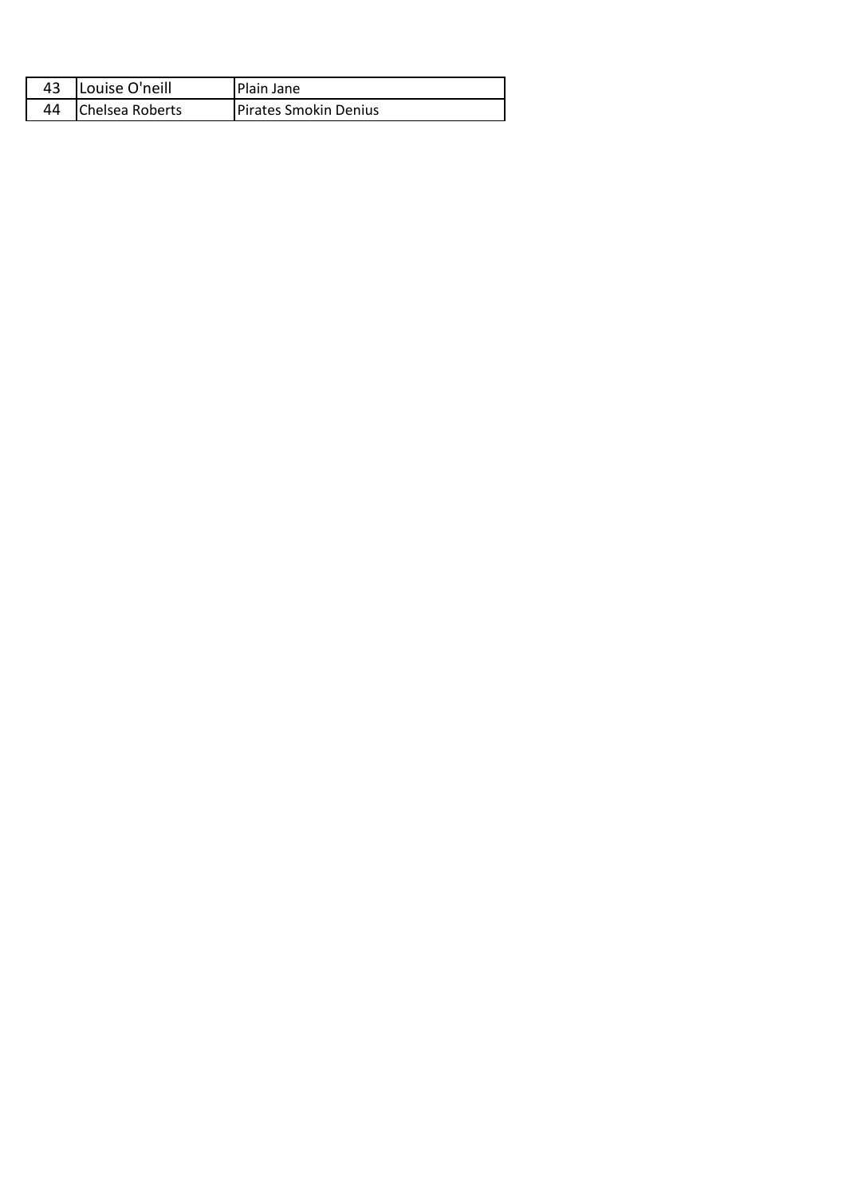| 43 | Louise O'neill | Plain Jane |
|---|---|---|
| 44 | Chelsea Roberts | Pirates Smokin Denius |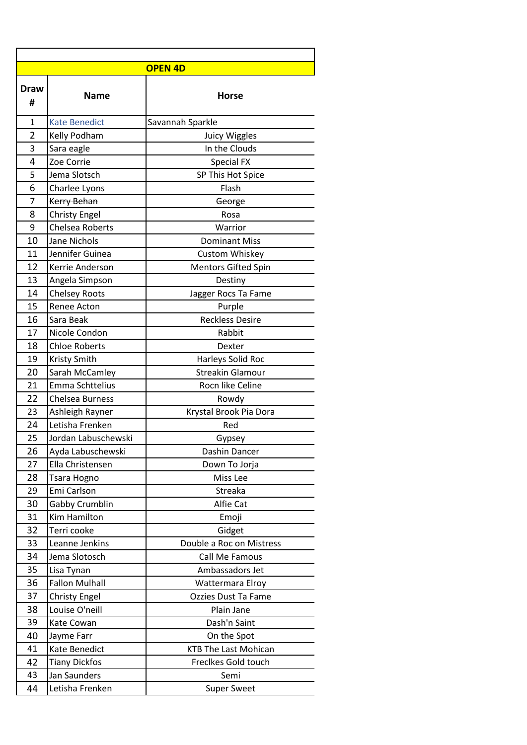| OPEN 4D | | |
|---|---|---|
| Draw # | Name | Horse |
| 1 | Kate Benedict | Savannah Sparkle |
| 2 | Kelly Podham | Juicy Wiggles |
| 3 | Sara eagle | In the Clouds |
| 4 | Zoe Corrie | Special FX |
| 5 | Jema Slotsch | SP This Hot Spice |
| 6 | Charlee Lyons | Flash |
| 7 | ~~Kerry Behan~~ | ~~George~~ |
| 8 | Christy Engel | Rosa |
| 9 | Chelsea Roberts | Warrior |
| 10 | Jane Nichols | Dominant Miss |
| 11 | Jennifer Guinea | Custom Whiskey |
| 12 | Kerrie Anderson | Mentors Gifted Spin |
| 13 | Angela Simpson | Destiny |
| 14 | Chelsey Roots | Jagger Rocs Ta Fame |
| 15 | Renee Acton | Purple |
| 16 | Sara Beak | Reckless Desire |
| 17 | Nicole Condon | Rabbit |
| 18 | Chloe Roberts | Dexter |
| 19 | Kristy Smith | Harleys Solid Roc |
| 20 | Sarah McCamley | Streakin Glamour |
| 21 | Emma Schttelius | Rocn like Celine |
| 22 | Chelsea Burness | Rowdy |
| 23 | Ashleigh Rayner | Krystal Brook Pia Dora |
| 24 | Letisha Frenken | Red |
| 25 | Jordan Labuschewski | Gypsey |
| 26 | Ayda Labuschewski | Dashin Dancer |
| 27 | Ella Christensen | Down To Jorja |
| 28 | Tsara Hogno | Miss Lee |
| 29 | Emi Carlson | Streaka |
| 30 | Gabby Crumblin | Alfie Cat |
| 31 | Kim Hamilton | Emoji |
| 32 | Terri cooke | Gidget |
| 33 | Leanne Jenkins | Double a Roc on Mistress |
| 34 | Jema Slotosch | Call Me Famous |
| 35 | Lisa Tynan | Ambassadors Jet |
| 36 | Fallon Mulhall | Wattermara Elroy |
| 37 | Christy Engel | Ozzies Dust Ta Fame |
| 38 | Louise O'neill | Plain Jane |
| 39 | Kate Cowan | Dash'n Saint |
| 40 | Jayme Farr | On the Spot |
| 41 | Kate Benedict | KTB The Last Mohican |
| 42 | Tiany Dickfos | Freclkes Gold touch |
| 43 | Jan Saunders | Semi |
| 44 | Letisha Frenken | Super Sweet |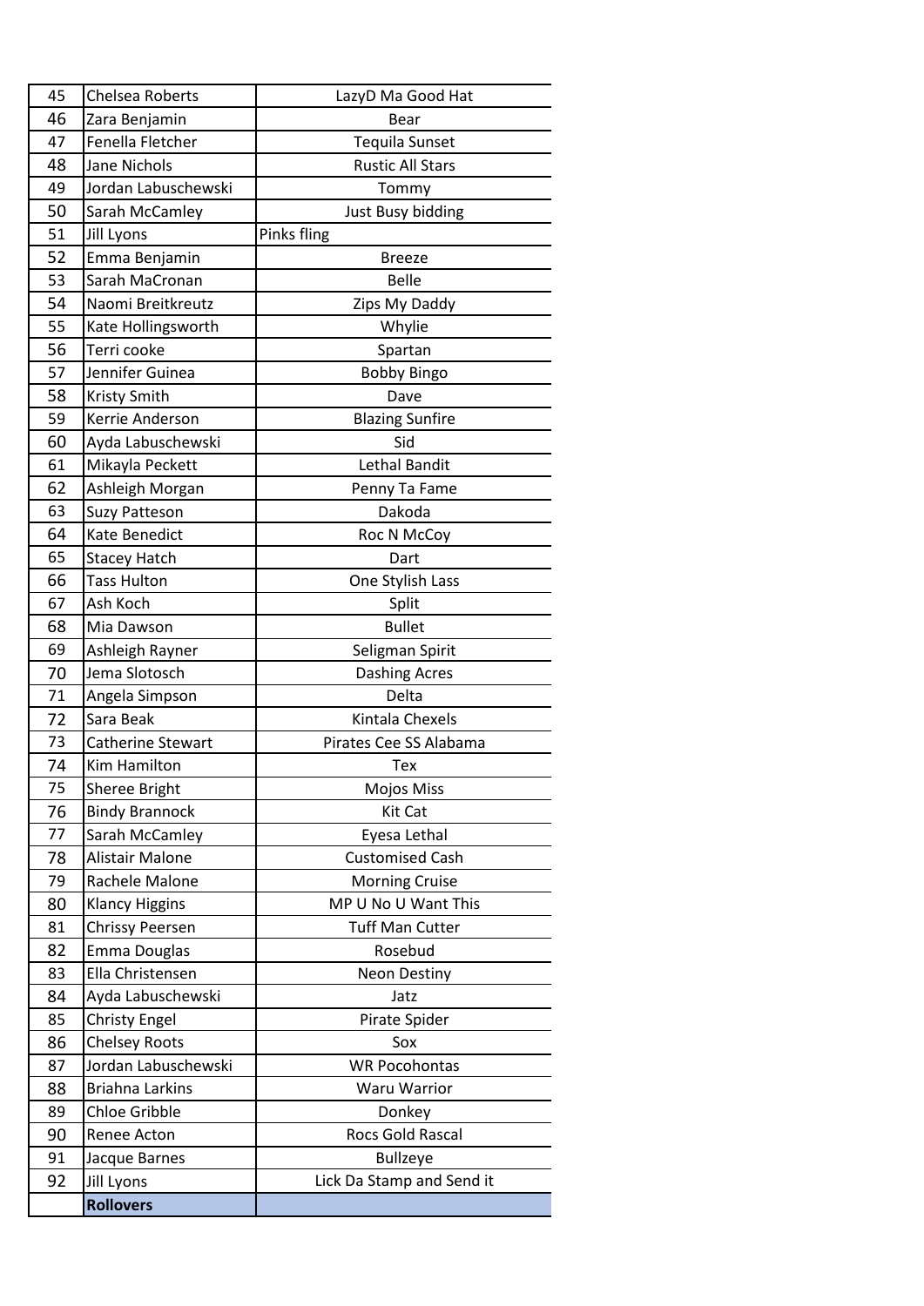| | | |
|---|---|---|
| 45 | Chelsea Roberts | LazyD Ma Good Hat |
| 46 | Zara Benjamin | Bear |
| 47 | Fenella Fletcher | Tequila Sunset |
| 48 | Jane Nichols | Rustic All Stars |
| 49 | Jordan Labuschewski | Tommy |
| 50 | Sarah McCamley | Just Busy bidding |
| 51 | Jill Lyons | Pinks fling |
| 52 | Emma Benjamin | Breeze |
| 53 | Sarah MaCronan | Belle |
| 54 | Naomi Breitkreutz | Zips My Daddy |
| 55 | Kate Hollingsworth | Whylie |
| 56 | Terri cooke | Spartan |
| 57 | Jennifer Guinea | Bobby Bingo |
| 58 | Kristy Smith | Dave |
| 59 | Kerrie Anderson | Blazing Sunfire |
| 60 | Ayda Labuschewski | Sid |
| 61 | Mikayla Peckett | Lethal Bandit |
| 62 | Ashleigh Morgan | Penny Ta Fame |
| 63 | Suzy Patteson | Dakoda |
| 64 | Kate Benedict | Roc N McCoy |
| 65 | Stacey Hatch | Dart |
| 66 | Tass Hulton | One Stylish Lass |
| 67 | Ash Koch | Split |
| 68 | Mia Dawson | Bullet |
| 69 | Ashleigh Rayner | Seligman Spirit |
| 70 | Jema Slotosch | Dashing Acres |
| 71 | Angela Simpson | Delta |
| 72 | Sara Beak | Kintala Chexels |
| 73 | Catherine Stewart | Pirates Cee SS Alabama |
| 74 | Kim Hamilton | Tex |
| 75 | Sheree Bright | Mojos Miss |
| 76 | Bindy Brannock | Kit Cat |
| 77 | Sarah McCamley | Eyesa Lethal |
| 78 | Alistair Malone | Customised Cash |
| 79 | Rachele Malone | Morning Cruise |
| 80 | Klancy Higgins | MP U No U Want This |
| 81 | Chrissy Peersen | Tuff Man Cutter |
| 82 | Emma Douglas | Rosebud |
| 83 | Ella Christensen | Neon Destiny |
| 84 | Ayda Labuschewski | Jatz |
| 85 | Christy Engel | Pirate Spider |
| 86 | Chelsey Roots | Sox |
| 87 | Jordan Labuschewski | WR Pocohontas |
| 88 | Briahna Larkins | Waru Warrior |
| 89 | Chloe Gribble | Donkey |
| 90 | Renee Acton | Rocs Gold Rascal |
| 91 | Jacque Barnes | Bullzeye |
| 92 | Jill Lyons | Lick Da Stamp and Send it |
| | **Rollovers** | |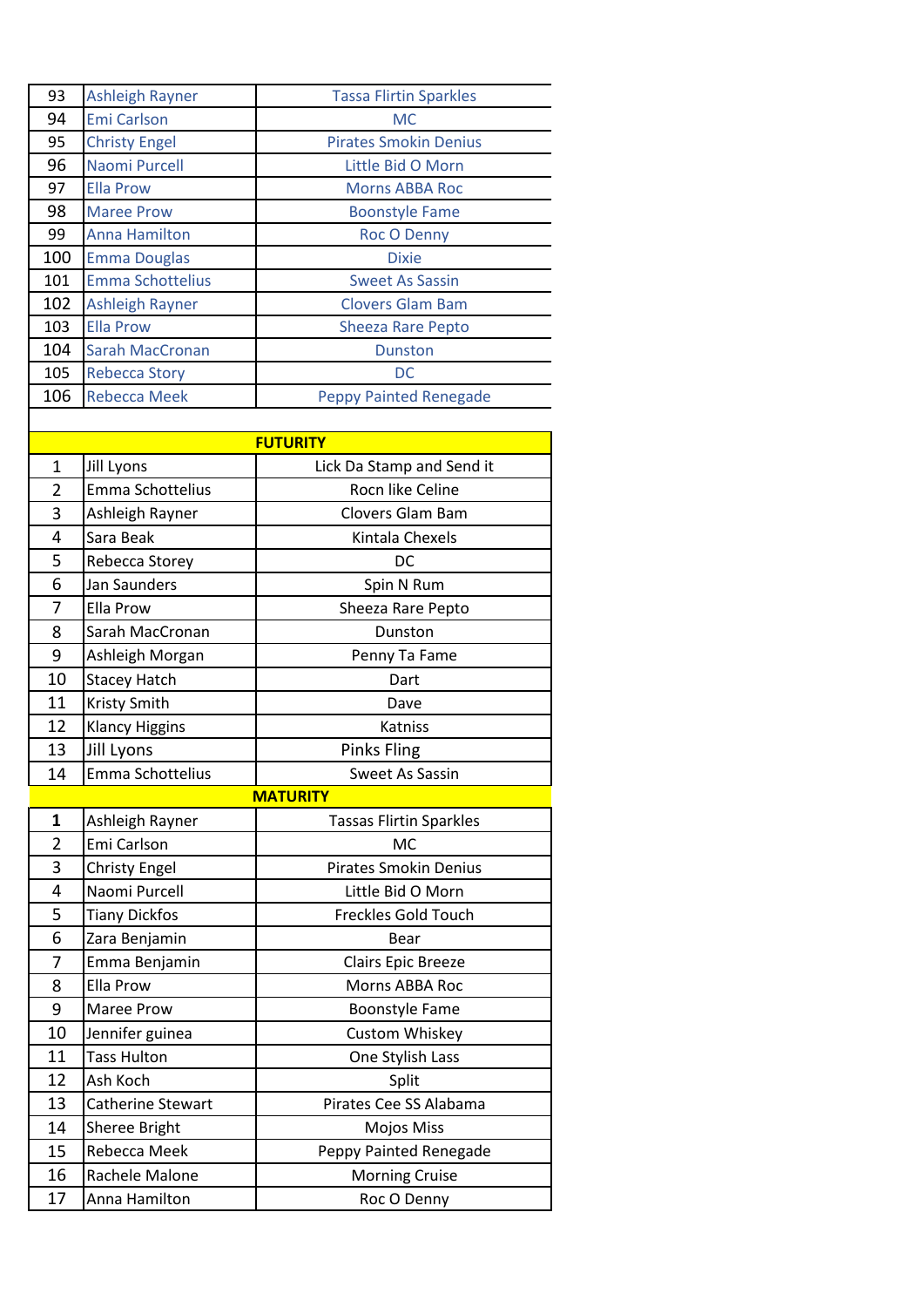| | | |
|---|---|---|
| 93 | Ashleigh Rayner | Tassa Flirtin Sparkles |
| 94 | Emi Carlson | MC |
| 95 | Christy Engel | Pirates Smokin Denius |
| 96 | Naomi Purcell | Little Bid O Morn |
| 97 | Ella Prow | Morns ABBA Roc |
| 98 | Maree Prow | Boonstyle Fame |
| 99 | Anna Hamilton | Roc O Denny |
| 100 | Emma Douglas | Dixie |
| 101 | Emma Schottelius | Sweet As Sassin |
| 102 | Ashleigh Rayner | Clovers Glam Bam |
| 103 | Ella Prow | Sheeza Rare Pepto |
| 104 | Sarah MacCronan | Dunston |
| 105 | Rebecca Story | DC |
| 106 | Rebecca Meek | Peppy Painted Renegade |

| **FUTURITY** | | |
|---|---|---|
| 1 | Jill Lyons | Lick Da Stamp and Send it |
| 2 | Emma Schottelius | Rocn like Celine |
| 3 | Ashleigh Rayner | Clovers Glam Bam |
| 4 | Sara Beak | Kintala Chexels |
| 5 | Rebecca Storey | DC |
| 6 | Jan Saunders | Spin N Rum |
| 7 | Ella Prow | Sheeza Rare Pepto |
| 8 | Sarah MacCronan | Dunston |
| 9 | Ashleigh Morgan | Penny Ta Fame |
| 10 | Stacey Hatch | Dart |
| 11 | Kristy Smith | Dave |
| 12 | Klancy Higgins | Katniss |
| 13 | Jill Lyons | Pinks Fling |
| 14 | Emma Schottelius | Sweet As Sassin |

| **MATURITY** | | |
|---|---|---|
| **1** | Ashleigh Rayner | Tassas Flirtin Sparkles |
| 2 | Emi Carlson | MC |
| 3 | Christy Engel | Pirates Smokin Denius |
| 4 | Naomi Purcell | Little Bid O Morn |
| 5 | Tiany Dickfos | Freckles Gold Touch |
| 6 | Zara Benjamin | Bear |
| 7 | Emma Benjamin | Clairs Epic Breeze |
| 8 | Ella Prow | Morns ABBA Roc |
| 9 | Maree Prow | Boonstyle Fame |
| 10 | Jennifer guinea | Custom Whiskey |
| 11 | Tass Hulton | One Stylish Lass |
| 12 | Ash Koch | Split |
| 13 | Catherine Stewart | Pirates Cee SS Alabama |
| 14 | Sheree Bright | Mojos Miss |
| 15 | Rebecca Meek | Peppy Painted Renegade |
| 16 | Rachele Malone | Morning Cruise |
| 17 | Anna Hamilton | Roc O Denny |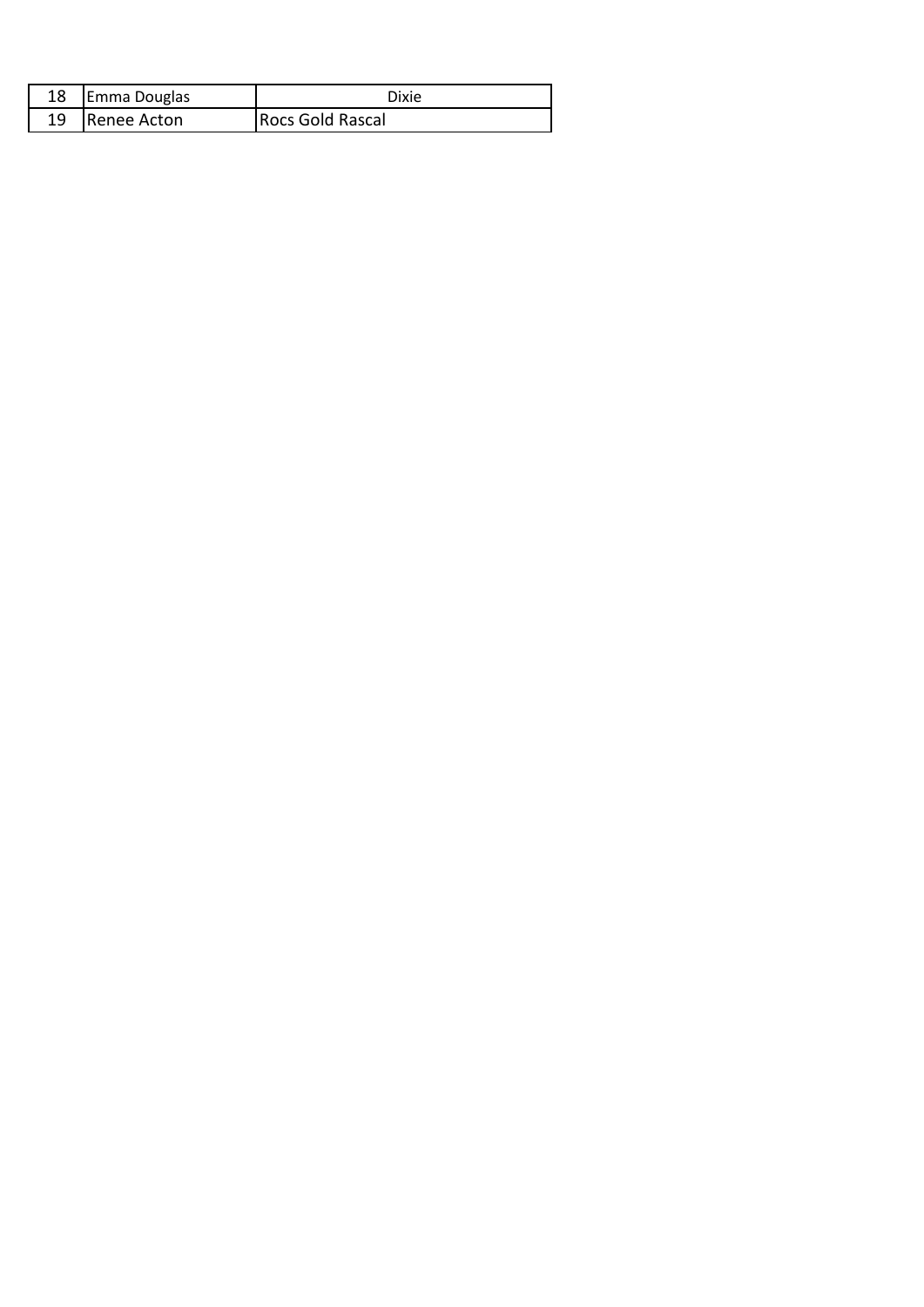| | | |
|---|---|---|
| 18 | Emma Douglas | Dixie |
| 19 | Renee Acton | Rocs Gold Rascal |